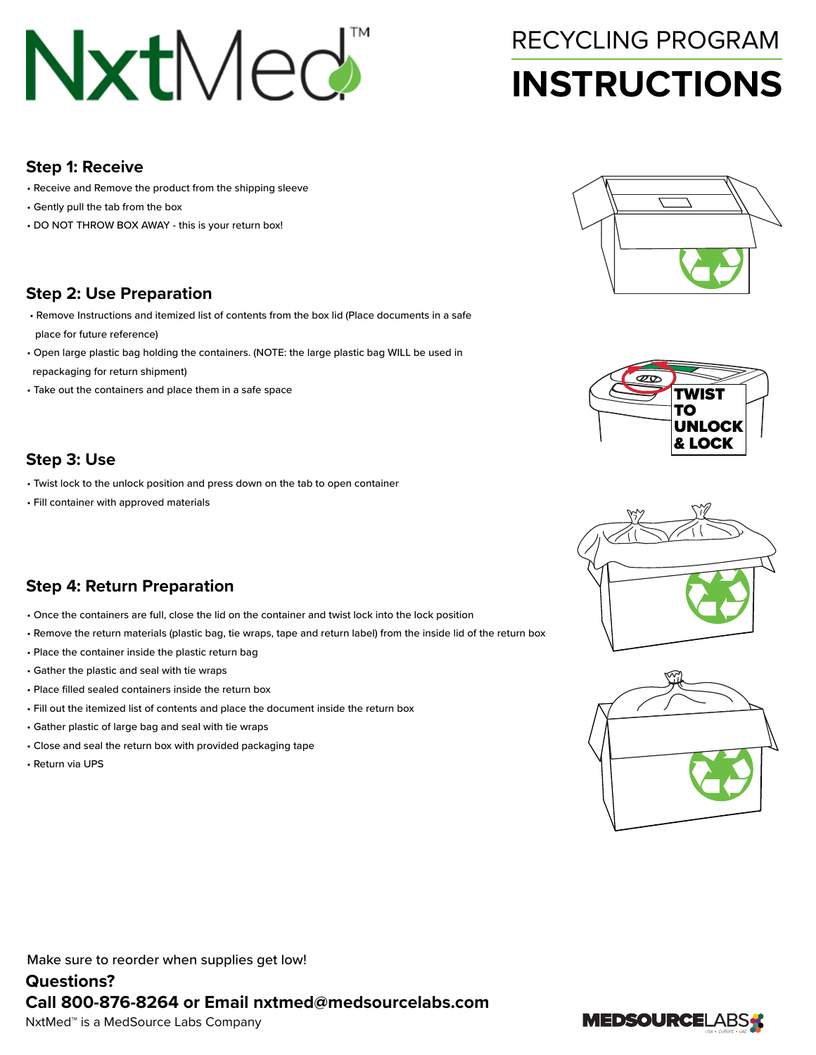# NxtMed™

## RECYCLING PROGRAM INSTRUCTIONS

### Step 1: Receive

- Receive and Remove the product from the shipping sleeve
- Gently pull the tab from the box
- DO NOT THROW BOX AWAY - this is your return box!

### Step 2: Use Preparation

- Remove Instructions and itemized list of contents from the box lid (Place documents in a safe place for future reference)
- Open large plastic bag holding the containers. (NOTE: the large plastic bag WILL be used in repackaging for return shipment)
- Take out the containers and place them in a safe space

TWIST TO UNLOCK & LOCK

### Step 3: Use

- Twist lock to the unlock position and press down on the tab to open container
- Fill container with approved materials

### Step 4: Return Preparation

- Once the containers are full, close the lid on the container and twist lock into the lock position
- Remove the return materials (plastic bag, tie wraps, tape and return label) from the inside lid of the return box
- Place the container inside the plastic return bag
- Gather the plastic and seal with tie wraps
- Place filled sealed containers inside the return box
- Fill out the itemized list of contents and place the document inside the return box
- Gather plastic of large bag and seal with tie wraps
- Close and seal the return box with provided packaging tape
- Return via UPS

Make sure to reorder when supplies get low!

**Questions?**

**Call 800-876-8264 or Email nxtmed@medsourcelabs.com**

NxtMed™ is a MedSource Labs Company

MEDSOURCELABS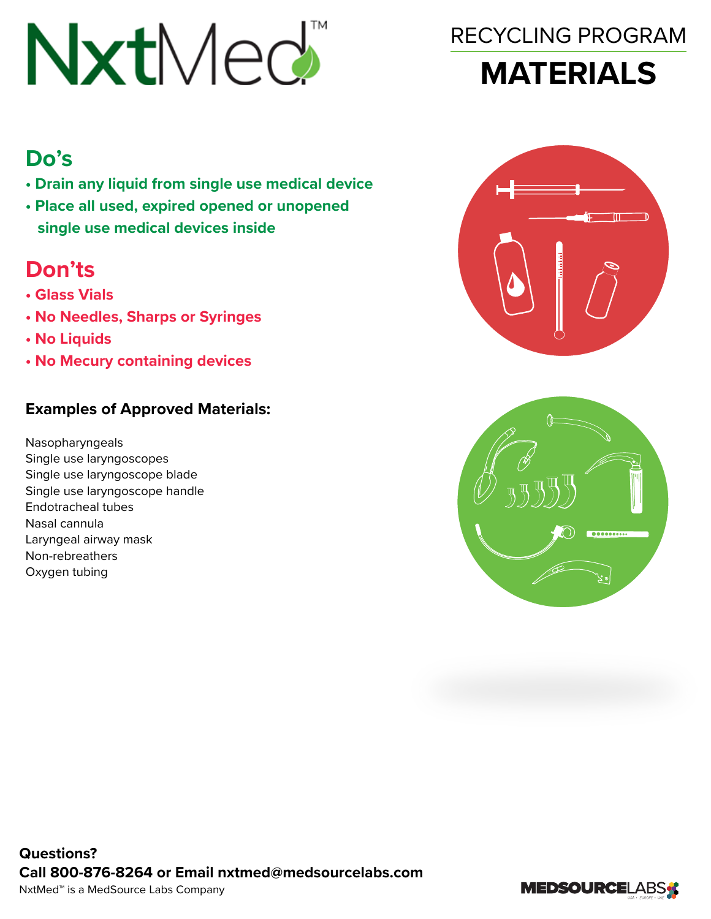# NxtMed™

## RECYCLING PROGRAM

# MATERIALS

## Do's

- Drain any liquid from single use medical device
- Place all used, expired opened or unopened single use medical devices inside

## Don'ts

- Glass Vials
- No Needles, Sharps or Syringes
- No Liquids
- No Mecury containing devices

### Examples of Approved Materials:

Nasopharyngeals
Single use laryngoscopes
Single use laryngoscope blade
Single use laryngoscope handle
Endotracheal tubes
Nasal cannula
Laryngeal airway mask
Non-rebreathers
Oxygen tubing

**Questions?**
**Call 800-876-8264 or Email nxtmed@medsourcelabs.com**
NxtMed™ is a MedSource Labs Company

MEDSOURCELABS